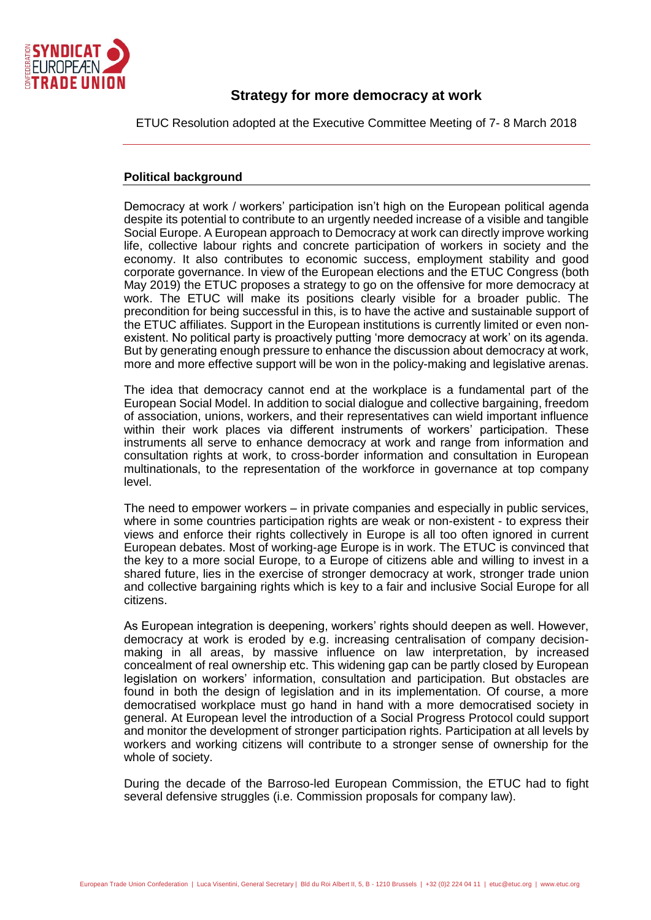# Strategy for more democracy at work

ETUC Resolution adopted at the Executive Committee Meeting of 7- 8 March 2018

## Political background

Democracy at work / workers' participation isn't high on the European political agenda despite its potential to contribute to an urgently needed increase of a visible and tangible Social Europe. A European approach to Democracy at work can directly improve working life, collective labour rights and concrete participation of workers in society and the economy. It also contributes to economic success, employment stability and good corporate governance. In view of the European elections and the ETUC Congress (both May 2019) the ETUC proposes a strategy to go on the offensive for more democracy at work. The ETUC will make its positions clearly visible for a broader public. The precondition for being successful in this, is to have the active and sustainable support of the ETUC affiliates. Support in the European institutions is currently limited or even non-existent. No political party is proactively putting 'more democracy at work' on its agenda. But by generating enough pressure to enhance the discussion about democracy at work, more and more effective support will be won in the policy-making and legislative arenas.

The idea that democracy cannot end at the workplace is a fundamental part of the European Social Model. In addition to social dialogue and collective bargaining, freedom of association, unions, workers, and their representatives can wield important influence within their work places via different instruments of workers' participation. These instruments all serve to enhance democracy at work and range from information and consultation rights at work, to cross-border information and consultation in European multinationals, to the representation of the workforce in governance at top company level.

The need to empower workers – in private companies and especially in public services, where in some countries participation rights are weak or non-existent - to express their views and enforce their rights collectively in Europe is all too often ignored in current European debates. Most of working-age Europe is in work. The ETUC is convinced that the key to a more social Europe, to a Europe of citizens able and willing to invest in a shared future, lies in the exercise of stronger democracy at work, stronger trade union and collective bargaining rights which is key to a fair and inclusive Social Europe for all citizens.

As European integration is deepening, workers' rights should deepen as well. However, democracy at work is eroded by e.g. increasing centralisation of company decision-making in all areas, by massive influence on law interpretation, by increased concealment of real ownership etc. This widening gap can be partly closed by European legislation on workers' information, consultation and participation. But obstacles are found in both the design of legislation and in its implementation. Of course, a more democratised workplace must go hand in hand with a more democratised society in general. At European level the introduction of a Social Progress Protocol could support and monitor the development of stronger participation rights. Participation at all levels by workers and working citizens will contribute to a stronger sense of ownership for the whole of society.

During the decade of the Barroso-led European Commission, the ETUC had to fight several defensive struggles (i.e. Commission proposals for company law).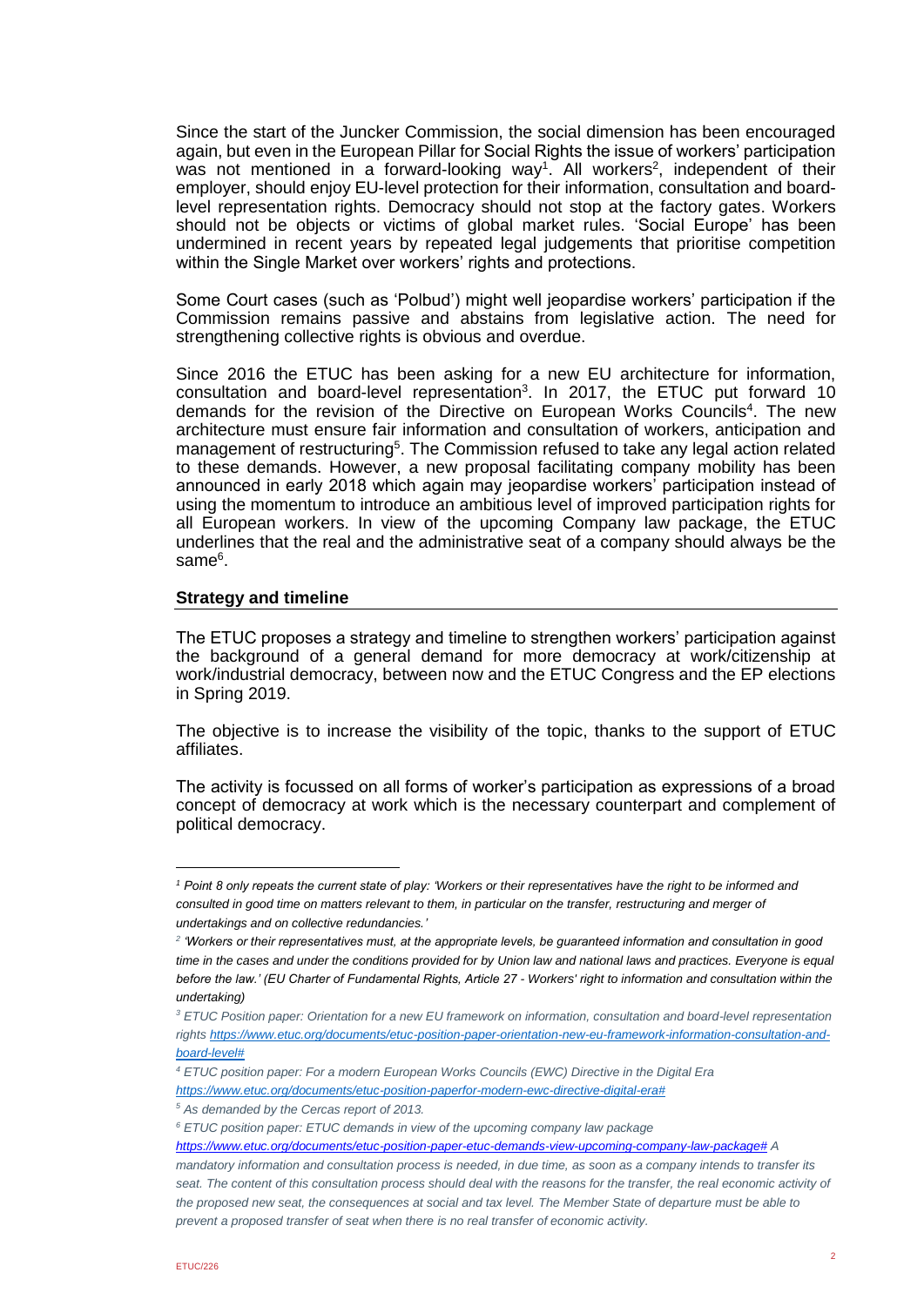Since the start of the Juncker Commission, the social dimension has been encouraged again, but even in the European Pillar for Social Rights the issue of workers' participation was not mentioned in a forward-looking way[1]. All workers[2], independent of their employer, should enjoy EU-level protection for their information, consultation and board-level representation rights. Democracy should not stop at the factory gates. Workers should not be objects or victims of global market rules. 'Social Europe' has been undermined in recent years by repeated legal judgements that prioritise competition within the Single Market over workers' rights and protections.

Some Court cases (such as 'Polbud') might well jeopardise workers' participation if the Commission remains passive and abstains from legislative action. The need for strengthening collective rights is obvious and overdue.

Since 2016 the ETUC has been asking for a new EU architecture for information, consultation and board-level representation[3]. In 2017, the ETUC put forward 10 demands for the revision of the Directive on European Works Councils[4]. The new architecture must ensure fair information and consultation of workers, anticipation and management of restructuring[5]. The Commission refused to take any legal action related to these demands. However, a new proposal facilitating company mobility has been announced in early 2018 which again may jeopardise workers' participation instead of using the momentum to introduce an ambitious level of improved participation rights for all European workers. In view of the upcoming Company law package, the ETUC underlines that the real and the administrative seat of a company should always be the same[6].

## Strategy and timeline

The ETUC proposes a strategy and timeline to strengthen workers' participation against the background of a general demand for more democracy at work/citizenship at work/industrial democracy, between now and the ETUC Congress and the EP elections in Spring 2019.

The objective is to increase the visibility of the topic, thanks to the support of ETUC affiliates.

The activity is focussed on all forms of worker's participation as expressions of a broad concept of democracy at work which is the necessary counterpart and complement of political democracy.

---

[1] *Point 8 only repeats the current state of play: 'Workers or their representatives have the right to be informed and consulted in good time on matters relevant to them, in particular on the transfer, restructuring and merger of undertakings and on collective redundancies.'*

[2] *'Workers or their representatives must, at the appropriate levels, be guaranteed information and consultation in good time in the cases and under the conditions provided for by Union law and national laws and practices. Everyone is equal before the law.' (EU Charter of Fundamental Rights, Article 27 - Workers' right to information and consultation within the undertaking)*

[3] *ETUC Position paper: Orientation for a new EU framework on information, consultation and board-level representation rights https://www.etuc.org/documents/etuc-position-paper-orientation-new-eu-framework-information-consultation-and-board-level#*

[4] *ETUC position paper: For a modern European Works Councils (EWC) Directive in the Digital Era https://www.etuc.org/documents/etuc-position-paperfor-modern-ewc-directive-digital-era#*

[5] *As demanded by the Cercas report of 2013.*

[6] *ETUC position paper: ETUC demands in view of the upcoming company law package https://www.etuc.org/documents/etuc-position-paper-etuc-demands-view-upcoming-company-law-package# A mandatory information and consultation process is needed, in due time, as soon as a company intends to transfer its seat. The content of this consultation process should deal with the reasons for the transfer, the real economic activity of the proposed new seat, the consequences at social and tax level. The Member State of departure must be able to prevent a proposed transfer of seat when there is no real transfer of economic activity.*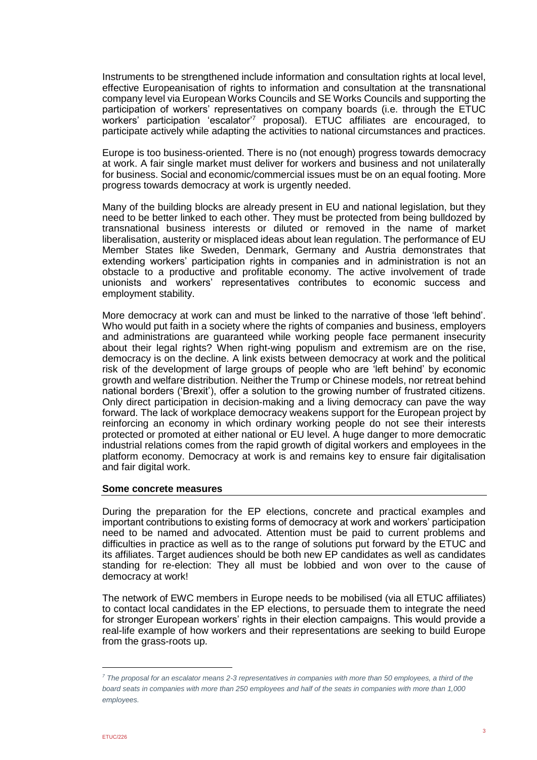Instruments to be strengthened include information and consultation rights at local level, effective Europeanisation of rights to information and consultation at the transnational company level via European Works Councils and SE Works Councils and supporting the participation of workers' representatives on company boards (i.e. through the ETUC workers' participation 'escalator'[7] proposal). ETUC affiliates are encouraged, to participate actively while adapting the activities to national circumstances and practices.

Europe is too business-oriented. There is no (not enough) progress towards democracy at work. A fair single market must deliver for workers and business and not unilaterally for business. Social and economic/commercial issues must be on an equal footing. More progress towards democracy at work is urgently needed.

Many of the building blocks are already present in EU and national legislation, but they need to be better linked to each other. They must be protected from being bulldozed by transnational business interests or diluted or removed in the name of market liberalisation, austerity or misplaced ideas about lean regulation. The performance of EU Member States like Sweden, Denmark, Germany and Austria demonstrates that extending workers' participation rights in companies and in administration is not an obstacle to a productive and profitable economy. The active involvement of trade unionists and workers' representatives contributes to economic success and employment stability.

More democracy at work can and must be linked to the narrative of those 'left behind'. Who would put faith in a society where the rights of companies and business, employers and administrations are guaranteed while working people face permanent insecurity about their legal rights? When right-wing populism and extremism are on the rise, democracy is on the decline. A link exists between democracy at work and the political risk of the development of large groups of people who are 'left behind' by economic growth and welfare distribution. Neither the Trump or Chinese models, nor retreat behind national borders ('Brexit'), offer a solution to the growing number of frustrated citizens. Only direct participation in decision-making and a living democracy can pave the way forward. The lack of workplace democracy weakens support for the European project by reinforcing an economy in which ordinary working people do not see their interests protected or promoted at either national or EU level. A huge danger to more democratic industrial relations comes from the rapid growth of digital workers and employees in the platform economy. Democracy at work is and remains key to ensure fair digitalisation and fair digital work.

**Some concrete measures**

During the preparation for the EP elections, concrete and practical examples and important contributions to existing forms of democracy at work and workers' participation need to be named and advocated. Attention must be paid to current problems and difficulties in practice as well as to the range of solutions put forward by the ETUC and its affiliates. Target audiences should be both new EP candidates as well as candidates standing for re-election: They all must be lobbied and won over to the cause of democracy at work!

The network of EWC members in Europe needs to be mobilised (via all ETUC affiliates) to contact local candidates in the EP elections, to persuade them to integrate the need for stronger European workers' rights in their election campaigns. This would provide a real-life example of how workers and their representations are seeking to build Europe from the grass-roots up.

---

*[7] The proposal for an escalator means 2-3 representatives in companies with more than 50 employees, a third of the board seats in companies with more than 250 employees and half of the seats in companies with more than 1,000 employees.*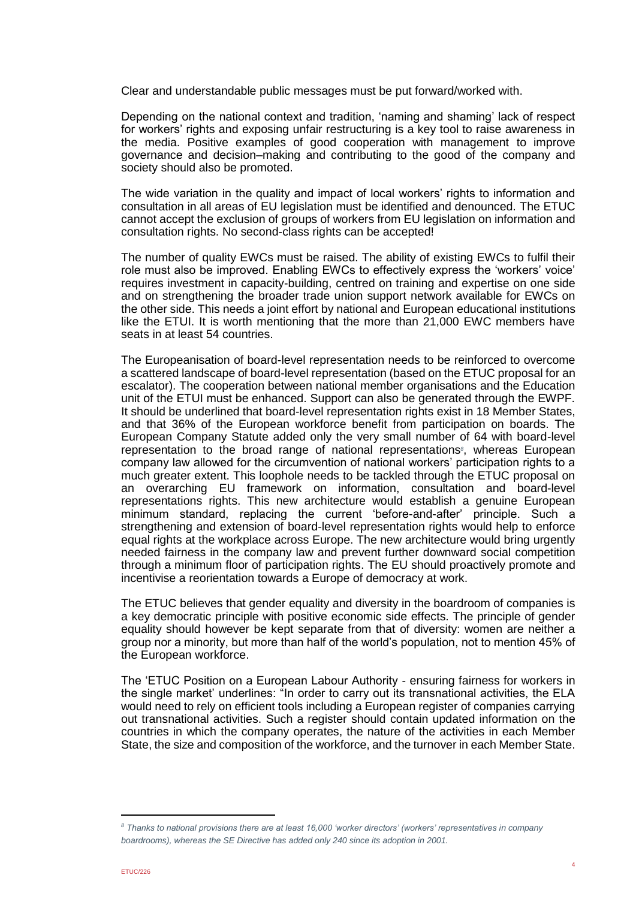Clear and understandable public messages must be put forward/worked with.

Depending on the national context and tradition, 'naming and shaming' lack of respect for workers' rights and exposing unfair restructuring is a key tool to raise awareness in the media. Positive examples of good cooperation with management to improve governance and decision–making and contributing to the good of the company and society should also be promoted.

The wide variation in the quality and impact of local workers' rights to information and consultation in all areas of EU legislation must be identified and denounced. The ETUC cannot accept the exclusion of groups of workers from EU legislation on information and consultation rights. No second-class rights can be accepted!

The number of quality EWCs must be raised. The ability of existing EWCs to fulfil their role must also be improved. Enabling EWCs to effectively express the 'workers' voice' requires investment in capacity-building, centred on training and expertise on one side and on strengthening the broader trade union support network available for EWCs on the other side. This needs a joint effort by national and European educational institutions like the ETUI. It is worth mentioning that the more than 21,000 EWC members have seats in at least 54 countries.

The Europeanisation of board-level representation needs to be reinforced to overcome a scattered landscape of board-level representation (based on the ETUC proposal for an escalator). The cooperation between national member organisations and the Education unit of the ETUI must be enhanced. Support can also be generated through the EWPF. It should be underlined that board-level representation rights exist in 18 Member States, and that 36% of the European workforce benefit from participation on boards. The European Company Statute added only the very small number of 64 with board-level representation to the broad range of national representations[8], whereas European company law allowed for the circumvention of national workers' participation rights to a much greater extent. This loophole needs to be tackled through the ETUC proposal on an overarching EU framework on information, consultation and board-level representations rights. This new architecture would establish a genuine European minimum standard, replacing the current 'before-and-after' principle. Such a strengthening and extension of board-level representation rights would help to enforce equal rights at the workplace across Europe. The new architecture would bring urgently needed fairness in the company law and prevent further downward social competition through a minimum floor of participation rights. The EU should proactively promote and incentivise a reorientation towards a Europe of democracy at work.

The ETUC believes that gender equality and diversity in the boardroom of companies is a key democratic principle with positive economic side effects. The principle of gender equality should however be kept separate from that of diversity: women are neither a group nor a minority, but more than half of the world's population, not to mention 45% of the European workforce.

The 'ETUC Position on a European Labour Authority - ensuring fairness for workers in the single market' underlines: "In order to carry out its transnational activities, the ELA would need to rely on efficient tools including a European register of companies carrying out transnational activities. Such a register should contain updated information on the countries in which the company operates, the nature of the activities in each Member State, the size and composition of the workforce, and the turnover in each Member State.

---

[8] *Thanks to national provisions there are at least 16,000 'worker directors' (workers' representatives in company boardrooms), whereas the SE Directive has added only 240 since its adoption in 2001.*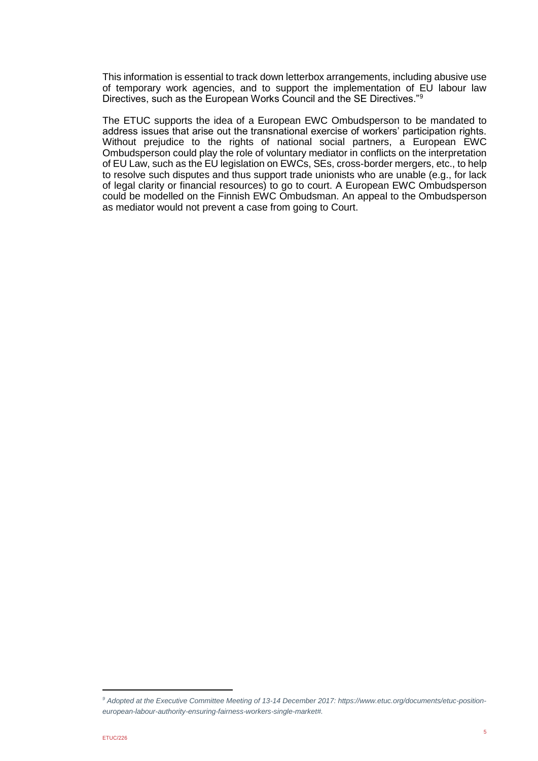This information is essential to track down letterbox arrangements, including abusive use of temporary work agencies, and to support the implementation of EU labour law Directives, such as the European Works Council and the SE Directives."[9]

The ETUC supports the idea of a European EWC Ombudsperson to be mandated to address issues that arise out the transnational exercise of workers' participation rights. Without prejudice to the rights of national social partners, a European EWC Ombudsperson could play the role of voluntary mediator in conflicts on the interpretation of EU Law, such as the EU legislation on EWCs, SEs, cross-border mergers, etc., to help to resolve such disputes and thus support trade unionists who are unable (e.g., for lack of legal clarity or financial resources) to go to court. A European EWC Ombudsperson could be modelled on the Finnish EWC Ombudsman. An appeal to the Ombudsperson as mediator would not prevent a case from going to Court.

---

[9] *Adopted at the Executive Committee Meeting of 13-14 December 2017: https://www.etuc.org/documents/etuc-position-european-labour-authority-ensuring-fairness-workers-single-market#.*